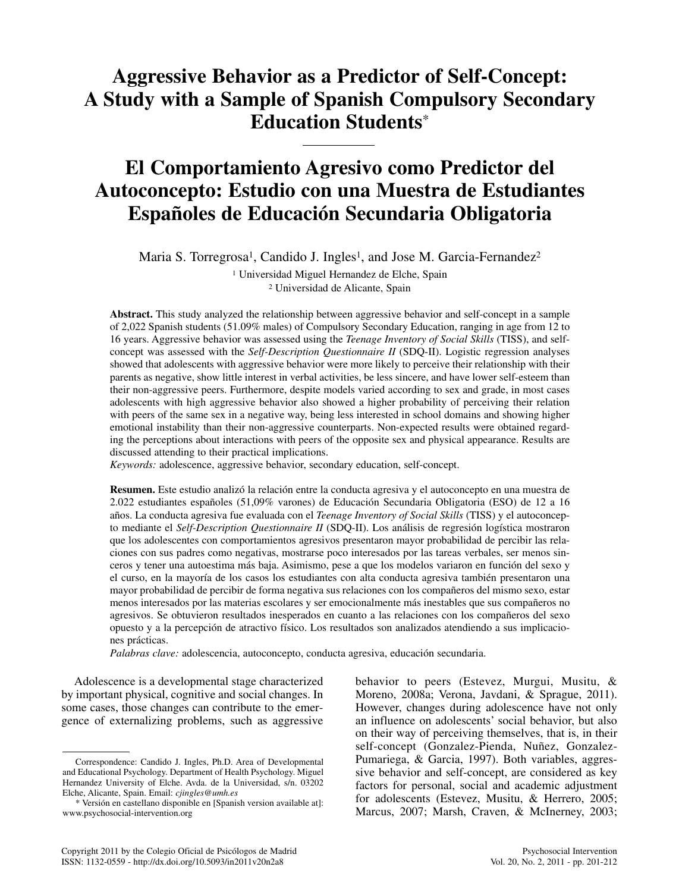# Aggressive Behavior as a Predictor of Self-Concept: A Study with a Sample of Spanish Compulsory Secondary Education Students*

# El Comportamiento Agresivo como Predictor del Autoconcepto: Estudio con una Muestra de Estudiantes Españoles de Educación Secundaria Obligatoria

Maria S. Torregrosa[1], Candido J. Ingles[1], and Jose M. Garcia-Fernandez[2]

[1] Universidad Miguel Hernandez de Elche, Spain
[2] Universidad de Alicante, Spain

**Abstract.** This study analyzed the relationship between aggressive behavior and self-concept in a sample of 2,022 Spanish students (51.09% males) of Compulsory Secondary Education, ranging in age from 12 to 16 years. Aggressive behavior was assessed using the *Teenage Inventory of Social Skills* (TISS), and self-concept was assessed with the *Self-Description Questionnaire II* (SDQ-II). Logistic regression analyses showed that adolescents with aggressive behavior were more likely to perceive their relationship with their parents as negative, show little interest in verbal activities, be less sincere, and have lower self-esteem than their non-aggressive peers. Furthermore, despite models varied according to sex and grade, in most cases adolescents with high aggressive behavior also showed a higher probability of perceiving their relation with peers of the same sex in a negative way, being less interested in school domains and showing higher emotional instability than their non-aggressive counterparts. Non-expected results were obtained regarding the perceptions about interactions with peers of the opposite sex and physical appearance. Results are discussed attending to their practical implications.
*Keywords:* adolescence, aggressive behavior, secondary education, self-concept.

**Resumen.** Este estudio analizó la relación entre la conducta agresiva y el autoconcepto en una muestra de 2.022 estudiantes españoles (51,09% varones) de Educación Secundaria Obligatoria (ESO) de 12 a 16 años. La conducta agresiva fue evaluada con el *Teenage Inventory of Social Skills* (TISS) y el autoconcepto mediante el *Self-Description Questionnaire II* (SDQ-II). Los análisis de regresión logística mostraron que los adolescentes con comportamientos agresivos presentaron mayor probabilidad de percibir las relaciones con sus padres como negativas, mostrarse poco interesados por las tareas verbales, ser menos sinceros y tener una autoestima más baja. Asimismo, pese a que los modelos variaron en función del sexo y el curso, en la mayoría de los casos los estudiantes con alta conducta agresiva también presentaron una mayor probabilidad de percibir de forma negativa sus relaciones con los compañeros del mismo sexo, estar menos interesados por las materias escolares y ser emocionalmente más inestables que sus compañeros no agresivos. Se obtuvieron resultados inesperados en cuanto a las relaciones con los compañeros del sexo opuesto y a la percepción de atractivo físico. Los resultados son analizados atendiendo a sus implicaciones prácticas.
*Palabras clave:* adolescencia, autoconcepto, conducta agresiva, educación secundaria.

Adolescence is a developmental stage characterized by important physical, cognitive and social changes. In some cases, those changes can contribute to the emergence of externalizing problems, such as aggressive behavior to peers (Estevez, Murgui, Musitu, & Moreno, 2008a; Verona, Javdani, & Sprague, 2011). However, changes during adolescence have not only an influence on adolescents' social behavior, but also on their way of perceiving themselves, that is, in their self-concept (Gonzalez-Pienda, Nuñez, Gonzalez-Pumariega, & Garcia, 1997). Both variables, aggressive behavior and self-concept, are considered as key factors for personal, social and academic adjustment for adolescents (Estevez, Musitu, & Herrero, 2005; Marcus, 2007; Marsh, Craven, & McInerney, 2003;

Correspondence: Candido J. Ingles, Ph.D. Area of Developmental and Educational Psychology. Department of Health Psychology. Miguel Hernandez University of Elche. Avda. de la Universidad, s/n. 03202 Elche, Alicante, Spain. Email: *cjingles@umh.es*

* Versión en castellano disponible en [Spanish version available at]: www.psychosocial-intervention.org

Copyright 2011 by the Colegio Oficial de Psicólogos de Madrid
ISSN: 1132-0559 - http://dx.doi.org/10.5093/in2011v20n2a8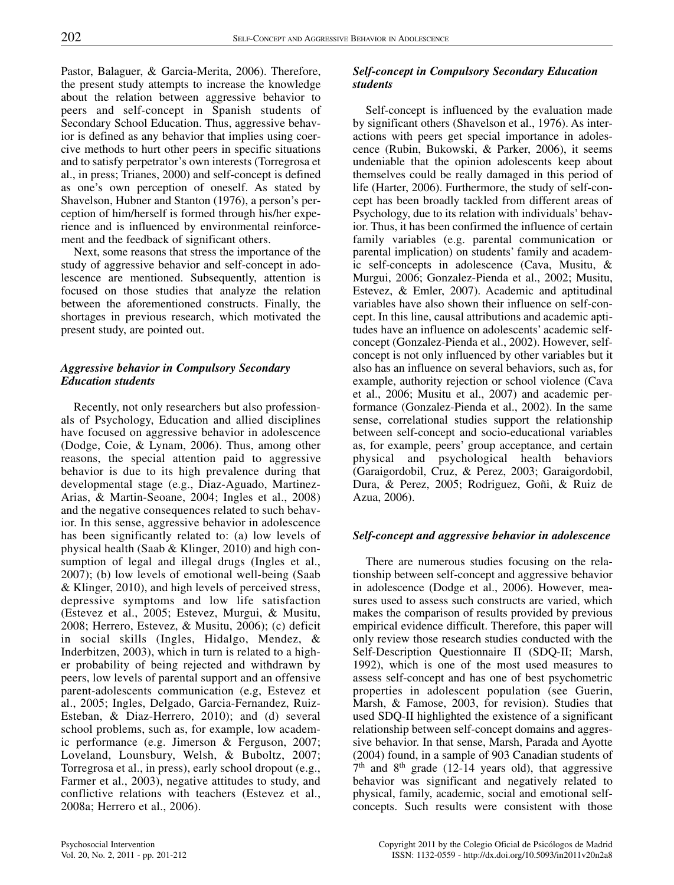Pastor, Balaguer, & Garcia-Merita, 2006). Therefore, the present study attempts to increase the knowledge about the relation between aggressive behavior to peers and self-concept in Spanish students of Secondary School Education. Thus, aggressive behavior is defined as any behavior that implies using coercive methods to hurt other peers in specific situations and to satisfy perpetrator's own interests (Torregrosa et al., in press; Trianes, 2000) and self-concept is defined as one's own perception of oneself. As stated by Shavelson, Hubner and Stanton (1976), a person's perception of him/herself is formed through his/her experience and is influenced by environmental reinforcement and the feedback of significant others.

Next, some reasons that stress the importance of the study of aggressive behavior and self-concept in adolescence are mentioned. Subsequently, attention is focused on those studies that analyze the relation between the aforementioned constructs. Finally, the shortages in previous research, which motivated the present study, are pointed out.

### *Aggressive behavior in Compulsory Secondary Education students*

Recently, not only researchers but also professionals of Psychology, Education and allied disciplines have focused on aggressive behavior in adolescence (Dodge, Coie, & Lynam, 2006). Thus, among other reasons, the special attention paid to aggressive behavior is due to its high prevalence during that developmental stage (e.g., Diaz-Aguado, Martinez-Arias, & Martin-Seoane, 2004; Ingles et al., 2008) and the negative consequences related to such behavior. In this sense, aggressive behavior in adolescence has been significantly related to: (a) low levels of physical health (Saab & Klinger, 2010) and high consumption of legal and illegal drugs (Ingles et al., 2007); (b) low levels of emotional well-being (Saab & Klinger, 2010), and high levels of perceived stress, depressive symptoms and low life satisfaction (Estevez et al., 2005; Estevez, Murgui, & Musitu, 2008; Herrero, Estevez, & Musitu, 2006); (c) deficit in social skills (Ingles, Hidalgo, Mendez, & Inderbitzen, 2003), which in turn is related to a higher probability of being rejected and withdrawn by peers, low levels of parental support and an offensive parent-adolescents communication (e.g, Estevez et al., 2005; Ingles, Delgado, Garcia-Fernandez, Ruiz-Esteban, & Diaz-Herrero, 2010); and (d) several school problems, such as, for example, low academic performance (e.g. Jimerson & Ferguson, 2007; Loveland, Lounsbury, Welsh, & Buboltz, 2007; Torregrosa et al., in press), early school dropout (e.g., Farmer et al., 2003), negative attitudes to study, and conflictive relations with teachers (Estevez et al., 2008a; Herrero et al., 2006).

### *Self-concept in Compulsory Secondary Education students*

Self-concept is influenced by the evaluation made by significant others (Shavelson et al., 1976). As interactions with peers get special importance in adolescence (Rubin, Bukowski, & Parker, 2006), it seems undeniable that the opinion adolescents keep about themselves could be really damaged in this period of life (Harter, 2006). Furthermore, the study of self-concept has been broadly tackled from different areas of Psychology, due to its relation with individuals' behavior. Thus, it has been confirmed the influence of certain family variables (e.g. parental communication or parental implication) on students' family and academic self-concepts in adolescence (Cava, Musitu, & Murgui, 2006; Gonzalez-Pienda et al., 2002; Musitu, Estevez, & Emler, 2007). Academic and aptitudinal variables have also shown their influence on self-concept. In this line, causal attributions and academic aptitudes have an influence on adolescents' academic self-concept (Gonzalez-Pienda et al., 2002). However, self-concept is not only influenced by other variables but it also has an influence on several behaviors, such as, for example, authority rejection or school violence (Cava et al., 2006; Musitu et al., 2007) and academic performance (Gonzalez-Pienda et al., 2002). In the same sense, correlational studies support the relationship between self-concept and socio-educational variables as, for example, peers' group acceptance, and certain physical and psychological health behaviors (Garaigordobil, Cruz, & Perez, 2003; Garaigordobil, Dura, & Perez, 2005; Rodriguez, Goñi, & Ruiz de Azua, 2006).

### *Self-concept and aggressive behavior in adolescence*

There are numerous studies focusing on the relationship between self-concept and aggressive behavior in adolescence (Dodge et al., 2006). However, measures used to assess such constructs are varied, which makes the comparison of results provided by previous empirical evidence difficult. Therefore, this paper will only review those research studies conducted with the Self-Description Questionnaire II (SDQ-II; Marsh, 1992), which is one of the most used measures to assess self-concept and has one of best psychometric properties in adolescent population (see Guerin, Marsh, & Famose, 2003, for revision). Studies that used SDQ-II highlighted the existence of a significant relationship between self-concept domains and aggressive behavior. In that sense, Marsh, Parada and Ayotte (2004) found, in a sample of 903 Canadian students of 7th and 8th grade (12-14 years old), that aggressive behavior was significant and negatively related to physical, family, academic, social and emotional self-concepts. Such results were consistent with those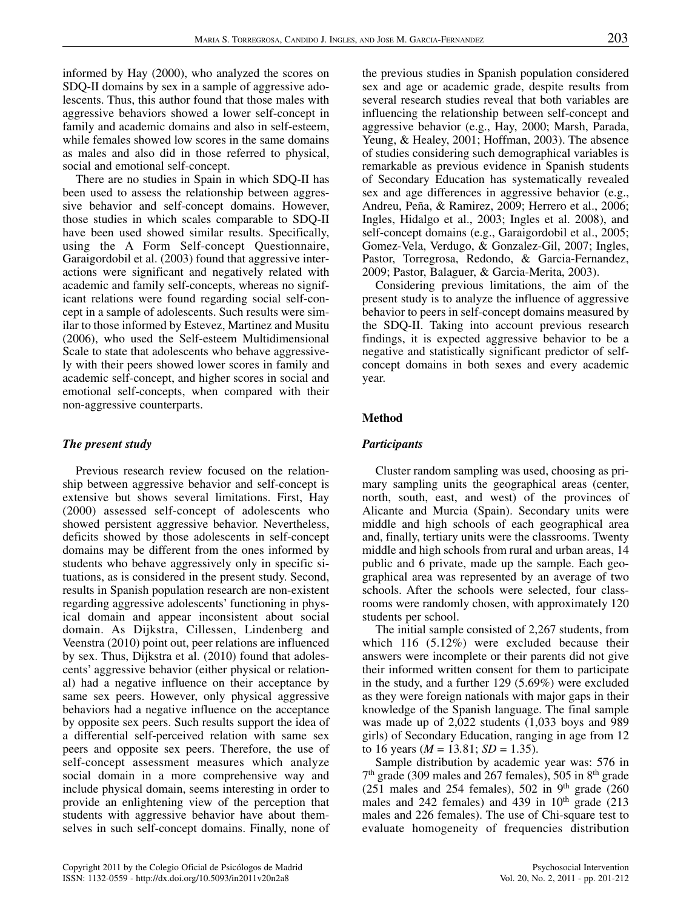informed by Hay (2000), who analyzed the scores on SDQ-II domains by sex in a sample of aggressive adolescents. Thus, this author found that those males with aggressive behaviors showed a lower self-concept in family and academic domains and also in self-esteem, while females showed low scores in the same domains as males and also did in those referred to physical, social and emotional self-concept.

There are no studies in Spain in which SDQ-II has been used to assess the relationship between aggressive behavior and self-concept domains. However, those studies in which scales comparable to SDQ-II have been used showed similar results. Specifically, using the A Form Self-concept Questionnaire, Garaigordobil et al. (2003) found that aggressive interactions were significant and negatively related with academic and family self-concepts, whereas no significant relations were found regarding social self-concept in a sample of adolescents. Such results were similar to those informed by Estevez, Martinez and Musitu (2006), who used the Self-esteem Multidimensional Scale to state that adolescents who behave aggressively with their peers showed lower scores in family and academic self-concept, and higher scores in social and emotional self-concepts, when compared with their non-aggressive counterparts.

### *The present study*

Previous research review focused on the relationship between aggressive behavior and self-concept is extensive but shows several limitations. First, Hay (2000) assessed self-concept of adolescents who showed persistent aggressive behavior. Nevertheless, deficits showed by those adolescents in self-concept domains may be different from the ones informed by students who behave aggressively only in specific situations, as is considered in the present study. Second, results in Spanish population research are non-existent regarding aggressive adolescents' functioning in physical domain and appear inconsistent about social domain. As Dijkstra, Cillessen, Lindenberg and Veenstra (2010) point out, peer relations are influenced by sex. Thus, Dijkstra et al. (2010) found that adolescents' aggressive behavior (either physical or relational) had a negative influence on their acceptance by same sex peers. However, only physical aggressive behaviors had a negative influence on the acceptance by opposite sex peers. Such results support the idea of a differential self-perceived relation with same sex peers and opposite sex peers. Therefore, the use of self-concept assessment measures which analyze social domain in a more comprehensive way and include physical domain, seems interesting in order to provide an enlightening view of the perception that students with aggressive behavior have about themselves in such self-concept domains. Finally, none of the previous studies in Spanish population considered sex and age or academic grade, despite results from several research studies reveal that both variables are influencing the relationship between self-concept and aggressive behavior (e.g., Hay, 2000; Marsh, Parada, Yeung, & Healey, 2001; Hoffman, 2003). The absence of studies considering such demographical variables is remarkable as previous evidence in Spanish students of Secondary Education has systematically revealed sex and age differences in aggressive behavior (e.g., Andreu, Peña, & Ramirez, 2009; Herrero et al., 2006; Ingles, Hidalgo et al., 2003; Ingles et al. 2008), and self-concept domains (e.g., Garaigordobil et al., 2005; Gomez-Vela, Verdugo, & Gonzalez-Gil, 2007; Ingles, Pastor, Torregrosa, Redondo, & Garcia-Fernandez, 2009; Pastor, Balaguer, & Garcia-Merita, 2003).

Considering previous limitations, the aim of the present study is to analyze the influence of aggressive behavior to peers in self-concept domains measured by the SDQ-II. Taking into account previous research findings, it is expected aggressive behavior to be a negative and statistically significant predictor of self-concept domains in both sexes and every academic year.

## Method

### *Participants*

Cluster random sampling was used, choosing as primary sampling units the geographical areas (center, north, south, east, and west) of the provinces of Alicante and Murcia (Spain). Secondary units were middle and high schools of each geographical area and, finally, tertiary units were the classrooms. Twenty middle and high schools from rural and urban areas, 14 public and 6 private, made up the sample. Each geographical area was represented by an average of two schools. After the schools were selected, four classrooms were randomly chosen, with approximately 120 students per school.

The initial sample consisted of 2,267 students, from which 116 (5.12%) were excluded because their answers were incomplete or their parents did not give their informed written consent for them to participate in the study, and a further 129 (5.69%) were excluded as they were foreign nationals with major gaps in their knowledge of the Spanish language. The final sample was made up of 2,022 students (1,033 boys and 989 girls) of Secondary Education, ranging in age from 12 to 16 years ($M$ = 13.81; $SD$ = 1.35).

Sample distribution by academic year was: 576 in 7th grade (309 males and 267 females), 505 in 8th grade (251 males and 254 females), 502 in 9th grade (260 males and 242 females) and 439 in 10th grade (213 males and 226 females). The use of Chi-square test to evaluate homogeneity of frequencies distribution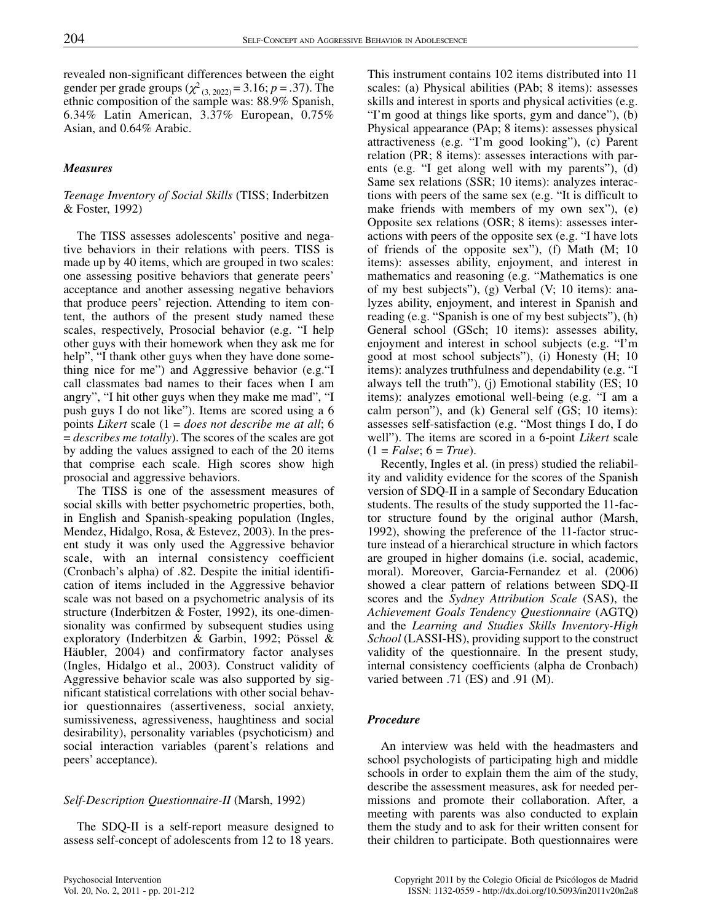revealed non-significant differences between the eight gender per grade groups ($\chi^2_{(3, 2022)} = 3.16$; $p = .37$). The ethnic composition of the sample was: 88.9% Spanish, 6.34% Latin American, 3.37% European, 0.75% Asian, and 0.64% Arabic.

### *Measures*

*Teenage Inventory of Social Skills* (TISS; Inderbitzen & Foster, 1992)

The TISS assesses adolescents' positive and negative behaviors in their relations with peers. TISS is made up by 40 items, which are grouped in two scales: one assessing positive behaviors that generate peers' acceptance and another assessing negative behaviors that produce peers' rejection. Attending to item content, the authors of the present study named these scales, respectively, Prosocial behavior (e.g. "I help other guys with their homework when they ask me for help", "I thank other guys when they have done something nice for me") and Aggressive behavior (e.g."I call classmates bad names to their faces when I am angry", "I hit other guys when they make me mad", "I push guys I do not like"). Items are scored using a 6 points *Likert* scale (1 = *does not describe me at all*; 6 = *describes me totally*). The scores of the scales are got by adding the values assigned to each of the 20 items that comprise each scale. High scores show high prosocial and aggressive behaviors.

The TISS is one of the assessment measures of social skills with better psychometric properties, both, in English and Spanish-speaking population (Ingles, Mendez, Hidalgo, Rosa, & Estevez, 2003). In the present study it was only used the Aggressive behavior scale, with an internal consistency coefficient (Cronbach's alpha) of .82. Despite the initial identification of items included in the Aggressive behavior scale was not based on a psychometric analysis of its structure (Inderbitzen & Foster, 1992), its one-dimensionality was confirmed by subsequent studies using exploratory (Inderbitzen & Garbin, 1992; Pössel & Häubler, 2004) and confirmatory factor analyses (Ingles, Hidalgo et al., 2003). Construct validity of Aggressive behavior scale was also supported by significant statistical correlations with other social behavior questionnaires (assertiveness, social anxiety, sumissiveness, agressiveness, haughtiness and social desirability), personality variables (psychoticism) and social interaction variables (parent's relations and peers' acceptance).

*Self-Description Questionnaire-II* (Marsh, 1992)

The SDQ-II is a self-report measure designed to assess self-concept of adolescents from 12 to 18 years. This instrument contains 102 items distributed into 11 scales: (a) Physical abilities (PAb; 8 items): assesses skills and interest in sports and physical activities (e.g. "I'm good at things like sports, gym and dance"), (b) Physical appearance (PAp; 8 items): assesses physical attractiveness (e.g. "I'm good looking"), (c) Parent relation (PR; 8 items): assesses interactions with parents (e.g. "I get along well with my parents"), (d) Same sex relations (SSR; 10 items): analyzes interactions with peers of the same sex (e.g. "It is difficult to make friends with members of my own sex"), (e) Opposite sex relations (OSR; 8 items): assesses interactions with peers of the opposite sex (e.g. "I have lots of friends of the opposite sex"), (f) Math (M; 10 items): assesses ability, enjoyment, and interest in mathematics and reasoning (e.g. "Mathematics is one of my best subjects"), (g) Verbal (V; 10 items): analyzes ability, enjoyment, and interest in Spanish and reading (e.g. "Spanish is one of my best subjects"), (h) General school (GSch; 10 items): assesses ability, enjoyment and interest in school subjects (e.g. "I'm good at most school subjects"), (i) Honesty (H; 10 items): analyzes truthfulness and dependability (e.g. "I always tell the truth"), (j) Emotional stability (ES; 10 items): analyzes emotional well-being (e.g. "I am a calm person"), and (k) General self (GS; 10 items): assesses self-satisfaction (e.g. "Most things I do, I do well"). The items are scored in a 6-point *Likert* scale (1 = *False*; 6 = *True*).

Recently, Ingles et al. (in press) studied the reliability and validity evidence for the scores of the Spanish version of SDQ-II in a sample of Secondary Education students. The results of the study supported the 11-factor structure found by the original author (Marsh, 1992), showing the preference of the 11-factor structure instead of a hierarchical structure in which factors are grouped in higher domains (i.e. social, academic, moral). Moreover, Garcia-Fernandez et al. (2006) showed a clear pattern of relations between SDQ-II scores and the *Sydney Attribution Scale* (SAS), the *Achievement Goals Tendency Questionnaire* (AGTQ) and the *Learning and Studies Skills Inventory-High School* (LASSI-HS), providing support to the construct validity of the questionnaire. In the present study, internal consistency coefficients (alpha de Cronbach) varied between .71 (ES) and .91 (M).

### *Procedure*

An interview was held with the headmasters and school psychologists of participating high and middle schools in order to explain them the aim of the study, describe the assessment measures, ask for needed permissions and promote their collaboration. After, a meeting with parents was also conducted to explain them the study and to ask for their written consent for their children to participate. Both questionnaires were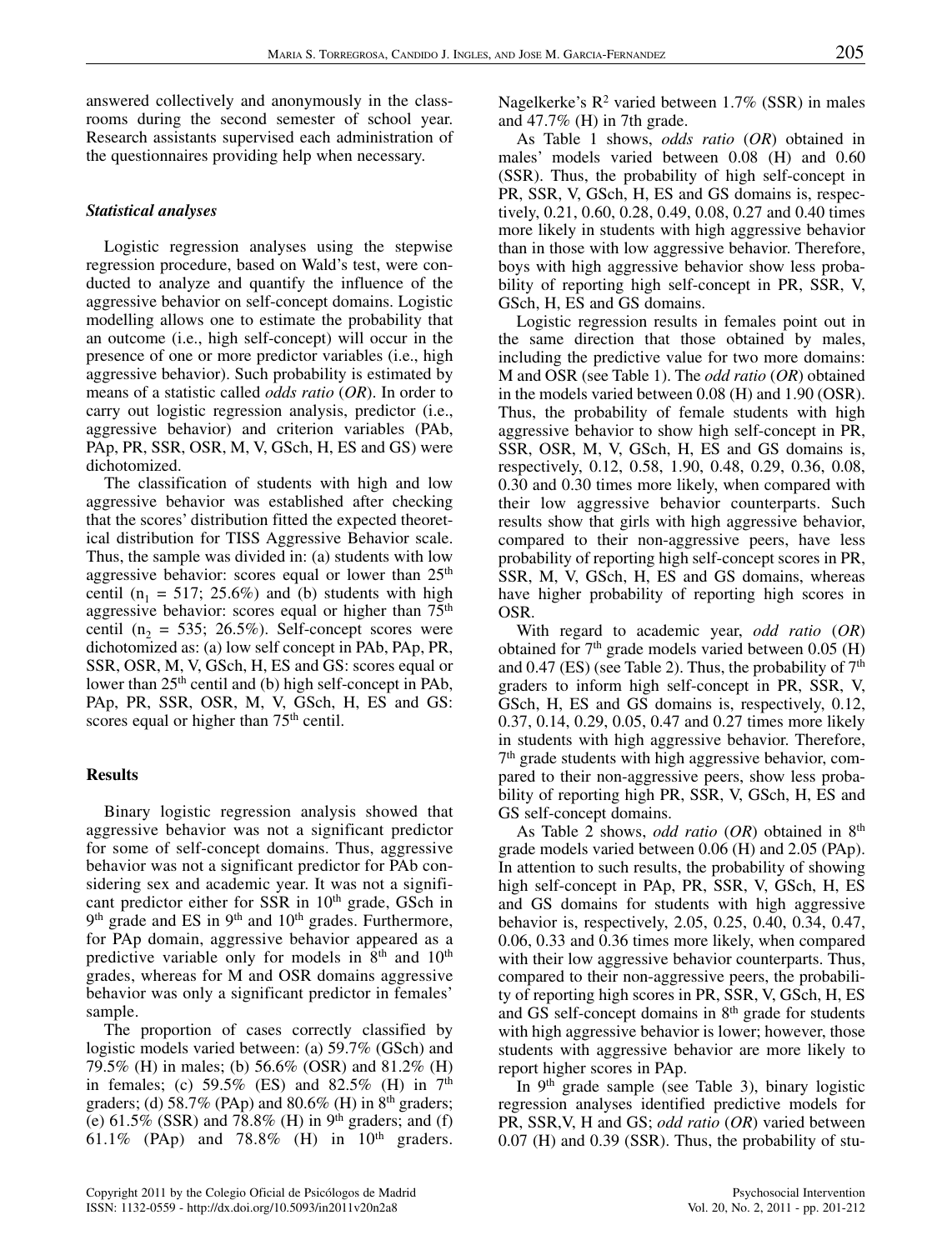answered collectively and anonymously in the classrooms during the second semester of school year. Research assistants supervised each administration of the questionnaires providing help when necessary.

### *Statistical analyses*

Logistic regression analyses using the stepwise regression procedure, based on Wald's test, were conducted to analyze and quantify the influence of the aggressive behavior on self-concept domains. Logistic modelling allows one to estimate the probability that an outcome (i.e., high self-concept) will occur in the presence of one or more predictor variables (i.e., high aggressive behavior). Such probability is estimated by means of a statistic called *odds ratio* (*OR*). In order to carry out logistic regression analysis, predictor (i.e., aggressive behavior) and criterion variables (PAb, PAp, PR, SSR, OSR, M, V, GSch, H, ES and GS) were dichotomized.

The classification of students with high and low aggressive behavior was established after checking that the scores' distribution fitted the expected theoretical distribution for TISS Aggressive Behavior scale. Thus, the sample was divided in: (a) students with low aggressive behavior: scores equal or lower than 25th centil ($n_1$ = 517; 25.6%) and (b) students with high aggressive behavior: scores equal or higher than 75th centil ($n_2$ = 535; 26.5%). Self-concept scores were dichotomized as: (a) low self concept in PAb, PAp, PR, SSR, OSR, M, V, GSch, H, ES and GS: scores equal or lower than 25th centil and (b) high self-concept in PAb, PAp, PR, SSR, OSR, M, V, GSch, H, ES and GS: scores equal or higher than 75th centil.

## Results

Binary logistic regression analysis showed that aggressive behavior was not a significant predictor for some of self-concept domains. Thus, aggressive behavior was not a significant predictor for PAb considering sex and academic year. It was not a significant predictor either for SSR in 10th grade, GSch in 9th grade and ES in 9th and 10th grades. Furthermore, for PAp domain, aggressive behavior appeared as a predictive variable only for models in 8th and 10th grades, whereas for M and OSR domains aggressive behavior was only a significant predictor in females' sample.

The proportion of cases correctly classified by logistic models varied between: (a) 59.7% (GSch) and 79.5% (H) in males; (b) 56.6% (OSR) and 81.2% (H) in females; (c) 59.5% (ES) and 82.5% (H) in 7th graders; (d) 58.7% (PAp) and 80.6% (H) in 8th graders; (e) 61.5% (SSR) and 78.8% (H) in 9th graders; and (f) 61.1% (PAp) and 78.8% (H) in 10th graders. Nagelkerke's $R^2$ varied between 1.7% (SSR) in males and 47.7% (H) in 7th grade.

As Table 1 shows, *odds ratio* (*OR*) obtained in males' models varied between 0.08 (H) and 0.60 (SSR). Thus, the probability of high self-concept in PR, SSR, V, GSch, H, ES and GS domains is, respectively, 0.21, 0.60, 0.28, 0.49, 0.08, 0.27 and 0.40 times more likely in students with high aggressive behavior than in those with low aggressive behavior. Therefore, boys with high aggressive behavior show less probability of reporting high self-concept in PR, SSR, V, GSch, H, ES and GS domains.

Logistic regression results in females point out in the same direction that those obtained by males, including the predictive value for two more domains: M and OSR (see Table 1). The *odd ratio* (*OR*) obtained in the models varied between 0.08 (H) and 1.90 (OSR). Thus, the probability of female students with high aggressive behavior to show high self-concept in PR, SSR, OSR, M, V, GSch, H, ES and GS domains is, respectively, 0.12, 0.58, 1.90, 0.48, 0.29, 0.36, 0.08, 0.30 and 0.30 times more likely, when compared with their low aggressive behavior counterparts. Such results show that girls with high aggressive behavior, compared to their non-aggressive peers, have less probability of reporting high self-concept scores in PR, SSR, M, V, GSch, H, ES and GS domains, whereas have higher probability of reporting high scores in OSR.

With regard to academic year, *odd ratio* (*OR*) obtained for 7th grade models varied between 0.05 (H) and 0.47 (ES) (see Table 2). Thus, the probability of 7th graders to inform high self-concept in PR, SSR, V, GSch, H, ES and GS domains is, respectively, 0.12, 0.37, 0.14, 0.29, 0.05, 0.47 and 0.27 times more likely in students with high aggressive behavior. Therefore, 7th grade students with high aggressive behavior, compared to their non-aggressive peers, show less probability of reporting high PR, SSR, V, GSch, H, ES and GS self-concept domains.

As Table 2 shows, *odd ratio* (*OR*) obtained in 8th grade models varied between 0.06 (H) and 2.05 (PAp). In attention to such results, the probability of showing high self-concept in PAp, PR, SSR, V, GSch, H, ES and GS domains for students with high aggressive behavior is, respectively, 2.05, 0.25, 0.40, 0.34, 0.47, 0.06, 0.33 and 0.36 times more likely, when compared with their low aggressive behavior counterparts. Thus, compared to their non-aggressive peers, the probability of reporting high scores in PR, SSR, V, GSch, H, ES and GS self-concept domains in 8th grade for students with high aggressive behavior is lower; however, those students with aggressive behavior are more likely to report higher scores in PAp.

In 9th grade sample (see Table 3), binary logistic regression analyses identified predictive models for PR, SSR,V, H and GS; *odd ratio* (*OR*) varied between 0.07 (H) and 0.39 (SSR). Thus, the probability of stu-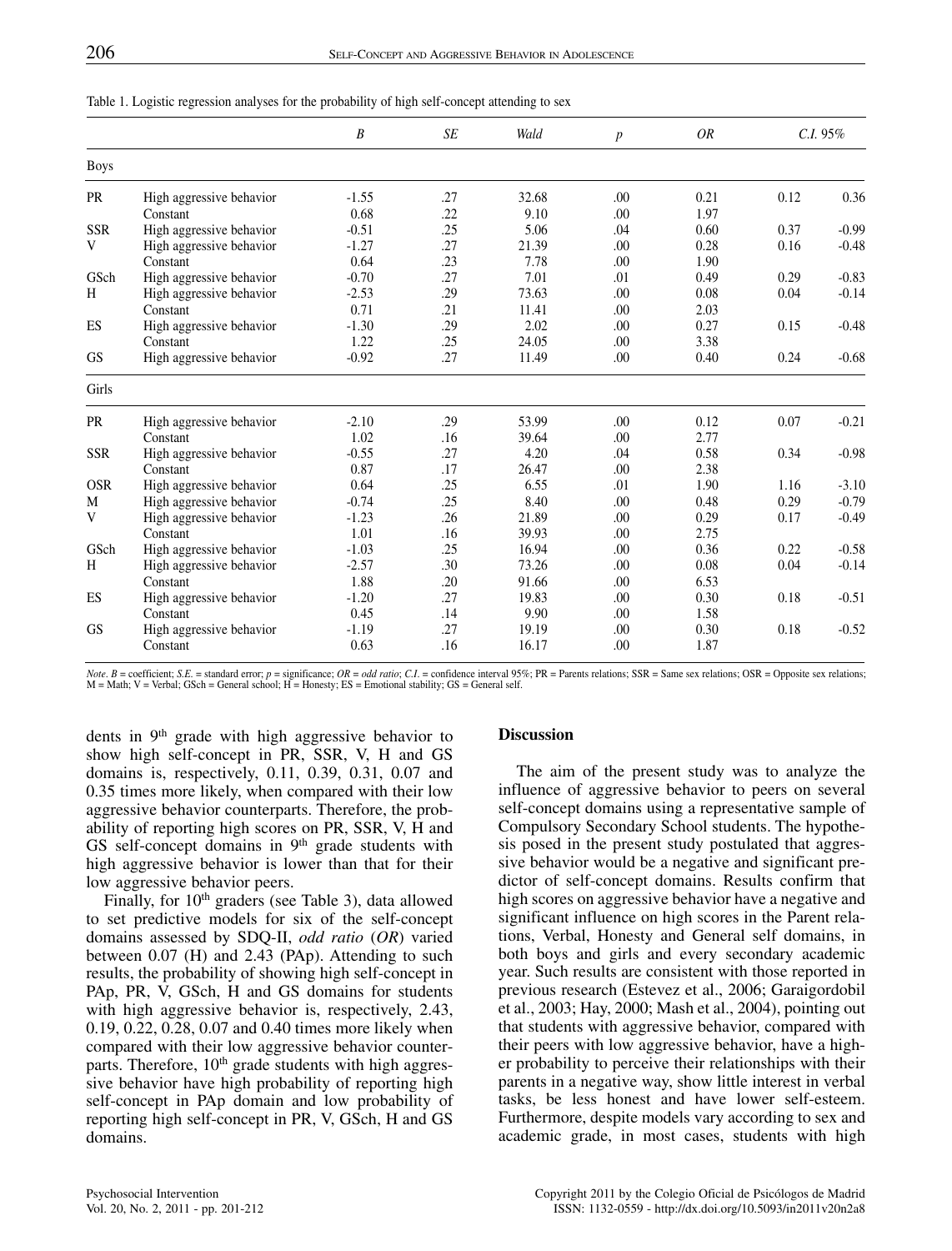Table 1. Logistic regression analyses for the probability of high self-concept attending to sex

| | | *B* | *SE* | *Wald* | *p* | *OR* | *C.I. 95%* | |
|---|---|---|---|---|---|---|---|---|
| Boys | | | | | | | | |
| PR | High aggressive behavior | -1.55 | .27 | 32.68 | .00 | 0.21 | 0.12 | 0.36 |
| | Constant | 0.68 | .22 | 9.10 | .00 | 1.97 | | |
| SSR | High aggressive behavior | -0.51 | .25 | 5.06 | .04 | 0.60 | 0.37 | -0.99 |
| V | High aggressive behavior | -1.27 | .27 | 21.39 | .00 | 0.28 | 0.16 | -0.48 |
| | Constant | 0.64 | .23 | 7.78 | .00 | 1.90 | | |
| GSch | High aggressive behavior | -0.70 | .27 | 7.01 | .01 | 0.49 | 0.29 | -0.83 |
| H | High aggressive behavior | -2.53 | .29 | 73.63 | .00 | 0.08 | 0.04 | -0.14 |
| | Constant | 0.71 | .21 | 11.41 | .00 | 2.03 | | |
| ES | High aggressive behavior | -1.30 | .29 | 2.02 | .00 | 0.27 | 0.15 | -0.48 |
| | Constant | 1.22 | .25 | 24.05 | .00 | 3.38 | | |
| GS | High aggressive behavior | -0.92 | .27 | 11.49 | .00 | 0.40 | 0.24 | -0.68 |
| Girls | | | | | | | | |
| PR | High aggressive behavior | -2.10 | .29 | 53.99 | .00 | 0.12 | 0.07 | -0.21 |
| | Constant | 1.02 | .16 | 39.64 | .00 | 2.77 | | |
| SSR | High aggressive behavior | -0.55 | .27 | 4.20 | .04 | 0.58 | 0.34 | -0.98 |
| | Constant | 0.87 | .17 | 26.47 | .00 | 2.38 | | |
| OSR | High aggressive behavior | 0.64 | .25 | 6.55 | .01 | 1.90 | 1.16 | -3.10 |
| M | High aggressive behavior | -0.74 | .25 | 8.40 | .00 | 0.48 | 0.29 | -0.79 |
| V | High aggressive behavior | -1.23 | .26 | 21.89 | .00 | 0.29 | 0.17 | -0.49 |
| | Constant | 1.01 | .16 | 39.93 | .00 | 2.75 | | |
| GSch | High aggressive behavior | -1.03 | .25 | 16.94 | .00 | 0.36 | 0.22 | -0.58 |
| H | High aggressive behavior | -2.57 | .30 | 73.26 | .00 | 0.08 | 0.04 | -0.14 |
| | Constant | 1.88 | .20 | 91.66 | .00 | 6.53 | | |
| ES | High aggressive behavior | -1.20 | .27 | 19.83 | .00 | 0.30 | 0.18 | -0.51 |
| | Constant | 0.45 | .14 | 9.90 | .00 | 1.58 | | |
| GS | High aggressive behavior | -1.19 | .27 | 19.19 | .00 | 0.30 | 0.18 | -0.52 |
| | Constant | 0.63 | .16 | 16.17 | .00 | 1.87 | | |

*Note*. *B* = coefficient; *S.E.* = standard error; *p* = significance; *OR* = *odd ratio*; *C.I.* = confidence interval 95%; PR = Parents relations; SSR = Same sex relations; OSR = Opposite sex relations; M = Math; V = Verbal; GSch = General school; H = Honesty; ES = Emotional stability; GS = General self.

dents in 9th grade with high aggressive behavior to show high self-concept in PR, SSR, V, H and GS domains is, respectively, 0.11, 0.39, 0.31, 0.07 and 0.35 times more likely, when compared with their low aggressive behavior counterparts. Therefore, the probability of reporting high scores on PR, SSR, V, H and GS self-concept domains in 9th grade students with high aggressive behavior is lower than that for their low aggressive behavior peers.

Finally, for 10th graders (see Table 3), data allowed to set predictive models for six of the self-concept domains assessed by SDQ-II, *odd ratio* (*OR*) varied between 0.07 (H) and 2.43 (PAp). Attending to such results, the probability of showing high self-concept in PAp, PR, V, GSch, H and GS domains for students with high aggressive behavior is, respectively, 2.43, 0.19, 0.22, 0.28, 0.07 and 0.40 times more likely when compared with their low aggressive behavior counterparts. Therefore, 10th grade students with high aggressive behavior have high probability of reporting high self-concept in PAp domain and low probability of reporting high self-concept in PR, V, GSch, H and GS domains.

## Discussion

The aim of the present study was to analyze the influence of aggressive behavior to peers on several self-concept domains using a representative sample of Compulsory Secondary School students. The hypothesis posed in the present study postulated that aggressive behavior would be a negative and significant predictor of self-concept domains. Results confirm that high scores on aggressive behavior have a negative and significant influence on high scores in the Parent relations, Verbal, Honesty and General self domains, in both boys and girls and every secondary academic year. Such results are consistent with those reported in previous research (Estevez et al., 2006; Garaigordobil et al., 2003; Hay, 2000; Mash et al., 2004), pointing out that students with aggressive behavior, compared with their peers with low aggressive behavior, have a higher probability to perceive their relationships with their parents in a negative way, show little interest in verbal tasks, be less honest and have lower self-esteem. Furthermore, despite models vary according to sex and academic grade, in most cases, students with high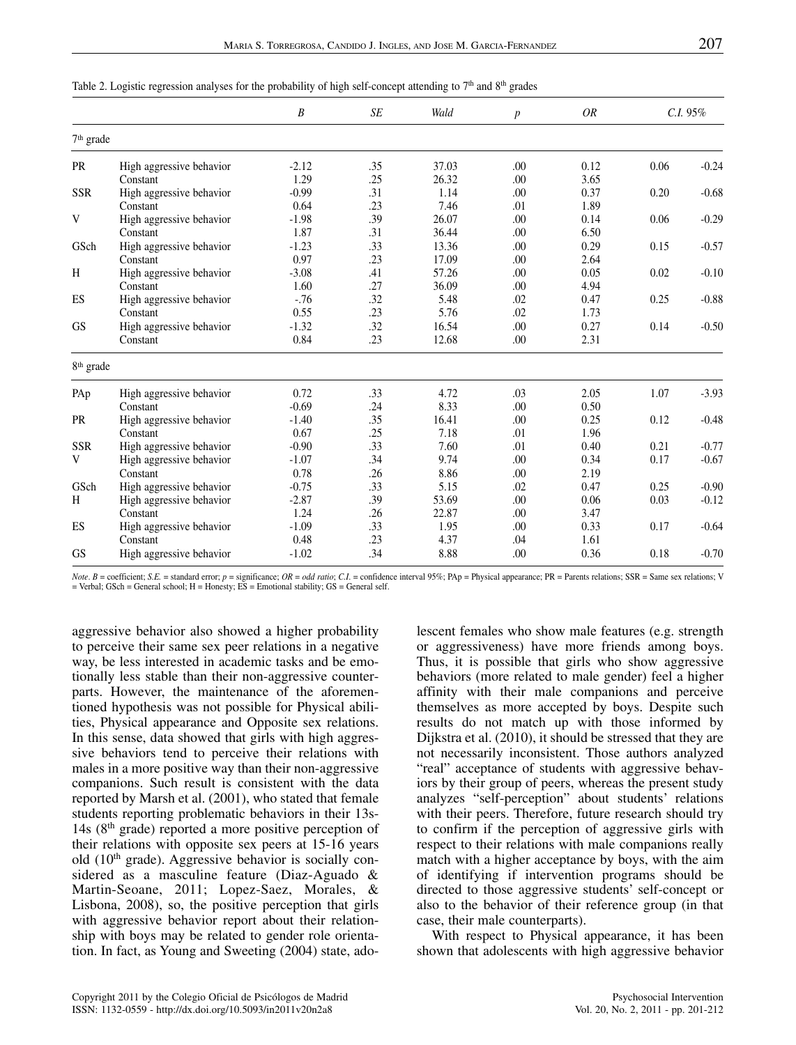Table 2. Logistic regression analyses for the probability of high self-concept attending to 7[th] and 8[th] grades

| | | *B* | *SE* | *Wald* | *p* | *OR* | *C.I.* 95% | |
|---|---|---|---|---|---|---|---|---|
| 7[th] grade | | | | | | | | |
| PR | High aggressive behavior | -2.12 | .35 | 37.03 | .00 | 0.12 | 0.06 | -0.24 |
| | Constant | 1.29 | .25 | 26.32 | .00 | 3.65 | | |
| SSR | High aggressive behavior | -0.99 | .31 | 1.14 | .00 | 0.37 | 0.20 | -0.68 |
| | Constant | 0.64 | .23 | 7.46 | .01 | 1.89 | | |
| V | High aggressive behavior | -1.98 | .39 | 26.07 | .00 | 0.14 | 0.06 | -0.29 |
| | Constant | 1.87 | .31 | 36.44 | .00 | 6.50 | | |
| GSch | High aggressive behavior | -1.23 | .33 | 13.36 | .00 | 0.29 | 0.15 | -0.57 |
| | Constant | 0.97 | .23 | 17.09 | .00 | 2.64 | | |
| H | High aggressive behavior | -3.08 | .41 | 57.26 | .00 | 0.05 | 0.02 | -0.10 |
| | Constant | 1.60 | .27 | 36.09 | .00 | 4.94 | | |
| ES | High aggressive behavior | -.76 | .32 | 5.48 | .02 | 0.47 | 0.25 | -0.88 |
| | Constant | 0.55 | .23 | 5.76 | .02 | 1.73 | | |
| GS | High aggressive behavior | -1.32 | .32 | 16.54 | .00 | 0.27 | 0.14 | -0.50 |
| | Constant | 0.84 | .23 | 12.68 | .00 | 2.31 | | |
| 8[th] grade | | | | | | | | |
| PAp | High aggressive behavior | 0.72 | .33 | 4.72 | .03 | 2.05 | 1.07 | -3.93 |
| | Constant | -0.69 | .24 | 8.33 | .00 | 0.50 | | |
| PR | High aggressive behavior | -1.40 | .35 | 16.41 | .00 | 0.25 | 0.12 | -0.48 |
| | Constant | 0.67 | .25 | 7.18 | .01 | 1.96 | | |
| SSR | High aggressive behavior | -0.90 | .33 | 7.60 | .01 | 0.40 | 0.21 | -0.77 |
| V | High aggressive behavior | -1.07 | .34 | 9.74 | .00 | 0.34 | 0.17 | -0.67 |
| | Constant | 0.78 | .26 | 8.86 | .00 | 2.19 | | |
| GSch | High aggressive behavior | -0.75 | .33 | 5.15 | .02 | 0.47 | 0.25 | -0.90 |
| H | High aggressive behavior | -2.87 | .39 | 53.69 | .00 | 0.06 | 0.03 | -0.12 |
| | Constant | 1.24 | .26 | 22.87 | .00 | 3.47 | | |
| ES | High aggressive behavior | -1.09 | .33 | 1.95 | .00 | 0.33 | 0.17 | -0.64 |
| | Constant | 0.48 | .23 | 4.37 | .04 | 1.61 | | |
| GS | High aggressive behavior | -1.02 | .34 | 8.88 | .00 | 0.36 | 0.18 | -0.70 |

*Note*. *B* = coefficient; *S.E.* = standard error; *p* = significance; *OR* = *odd ratio*; *C.I.* = confidence interval 95%; PAp = Physical appearance; PR = Parents relations; SSR = Same sex relations; V = Verbal; GSch = General school; H = Honesty; ES = Emotional stability; GS = General self.

aggressive behavior also showed a higher probability to perceive their same sex peer relations in a negative way, be less interested in academic tasks and be emotionally less stable than their non-aggressive counterparts. However, the maintenance of the aforementioned hypothesis was not possible for Physical abilities, Physical appearance and Opposite sex relations. In this sense, data showed that girls with high aggressive behaviors tend to perceive their relations with males in a more positive way than their non-aggressive companions. Such result is consistent with the data reported by Marsh et al. (2001), who stated that female students reporting problematic behaviors in their 13s-14s (8[th] grade) reported a more positive perception of their relations with opposite sex peers at 15-16 years old (10[th] grade). Aggressive behavior is socially considered as a masculine feature (Diaz-Aguado & Martin-Seoane, 2011; Lopez-Saez, Morales, & Lisbona, 2008), so, the positive perception that girls with aggressive behavior report about their relationship with boys may be related to gender role orientation. In fact, as Young and Sweeting (2004) state, adolescent females who show male features (e.g. strength or aggressiveness) have more friends among boys. Thus, it is possible that girls who show aggressive behaviors (more related to male gender) feel a higher affinity with their male companions and perceive themselves as more accepted by boys. Despite such results do not match up with those informed by Dijkstra et al. (2010), it should be stressed that they are not necessarily inconsistent. Those authors analyzed "real" acceptance of students with aggressive behaviors by their group of peers, whereas the present study analyzes "self-perception" about students' relations with their peers. Therefore, future research should try to confirm if the perception of aggressive girls with respect to their relations with male companions really match with a higher acceptance by boys, with the aim of identifying if intervention programs should be directed to those aggressive students' self-concept or also to the behavior of their reference group (in that case, their male counterparts).

With respect to Physical appearance, it has been shown that adolescents with high aggressive behavior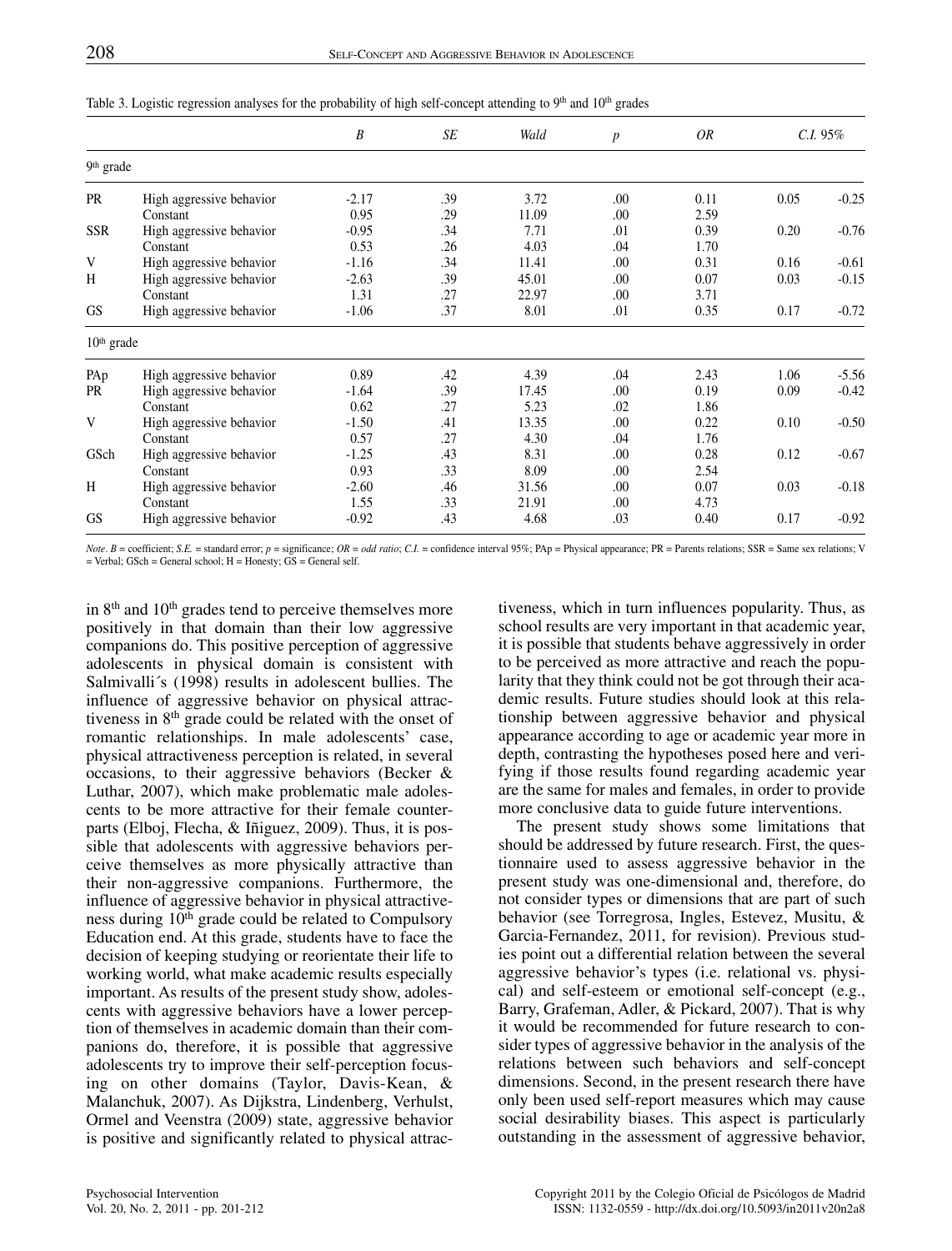Table 3. Logistic regression analyses for the probability of high self-concept attending to 9th and 10th grades

| | | *B* | *SE* | *Wald* | *p* | *OR* | *C.I. 95%* | |
|---|---|---|---|---|---|---|---|---|
| 9th grade | | | | | | | | |
| PR | High aggressive behavior | -2.17 | .39 | 3.72 | .00 | 0.11 | 0.05 | -0.25 |
| | Constant | 0.95 | .29 | 11.09 | .00 | 2.59 | | |
| SSR | High aggressive behavior | -0.95 | .34 | 7.71 | .01 | 0.39 | 0.20 | -0.76 |
| | Constant | 0.53 | .26 | 4.03 | .04 | 1.70 | | |
| V | High aggressive behavior | -1.16 | .34 | 11.41 | .00 | 0.31 | 0.16 | -0.61 |
| H | High aggressive behavior | -2.63 | .39 | 45.01 | .00 | 0.07 | 0.03 | -0.15 |
| | Constant | 1.31 | .27 | 22.97 | .00 | 3.71 | | |
| GS | High aggressive behavior | -1.06 | .37 | 8.01 | .01 | 0.35 | 0.17 | -0.72 |
| 10th grade | | | | | | | | |
| PAp | High aggressive behavior | 0.89 | .42 | 4.39 | .04 | 2.43 | 1.06 | -5.56 |
| PR | High aggressive behavior | -1.64 | .39 | 17.45 | .00 | 0.19 | 0.09 | -0.42 |
| | Constant | 0.62 | .27 | 5.23 | .02 | 1.86 | | |
| V | High aggressive behavior | -1.50 | .41 | 13.35 | .00 | 0.22 | 0.10 | -0.50 |
| | Constant | 0.57 | .27 | 4.30 | .04 | 1.76 | | |
| GSch | High aggressive behavior | -1.25 | .43 | 8.31 | .00 | 0.28 | 0.12 | -0.67 |
| | Constant | 0.93 | .33 | 8.09 | .00 | 2.54 | | |
| H | High aggressive behavior | -2.60 | .46 | 31.56 | .00 | 0.07 | 0.03 | -0.18 |
| | Constant | 1.55 | .33 | 21.91 | .00 | 4.73 | | |
| GS | High aggressive behavior | -0.92 | .43 | 4.68 | .03 | 0.40 | 0.17 | -0.92 |

*Note*. *B* = coefficient; *S.E.* = standard error; *p* = significance; *OR* = *odd ratio*; *C.I.* = confidence interval 95%; PAp = Physical appearance; PR = Parents relations; SSR = Same sex relations; V = Verbal; GSch = General school; H = Honesty; GS = General self.

in 8th and 10th grades tend to perceive themselves more positively in that domain than their low aggressive companions do. This positive perception of aggressive adolescents in physical domain is consistent with Salmivalli´s (1998) results in adolescent bullies. The influence of aggressive behavior on physical attractiveness in 8th grade could be related with the onset of romantic relationships. In male adolescents' case, physical attractiveness perception is related, in several occasions, to their aggressive behaviors (Becker & Luthar, 2007), which make problematic male adolescents to be more attractive for their female counterparts (Elboj, Flecha, & Iñiguez, 2009). Thus, it is possible that adolescents with aggressive behaviors perceive themselves as more physically attractive than their non-aggressive companions. Furthermore, the influence of aggressive behavior in physical attractiveness during 10th grade could be related to Compulsory Education end. At this grade, students have to face the decision of keeping studying or reorientate their life to working world, what make academic results especially important. As results of the present study show, adolescents with aggressive behaviors have a lower perception of themselves in academic domain than their companions do, therefore, it is possible that aggressive adolescents try to improve their self-perception focusing on other domains (Taylor, Davis-Kean, & Malanchuk, 2007). As Dijkstra, Lindenberg, Verhulst, Ormel and Veenstra (2009) state, aggressive behavior is positive and significantly related to physical attractiveness, which in turn influences popularity. Thus, as school results are very important in that academic year, it is possible that students behave aggressively in order to be perceived as more attractive and reach the popularity that they think could not be got through their academic results. Future studies should look at this relationship between aggressive behavior and physical appearance according to age or academic year more in depth, contrasting the hypotheses posed here and verifying if those results found regarding academic year are the same for males and females, in order to provide more conclusive data to guide future interventions.

The present study shows some limitations that should be addressed by future research. First, the questionnaire used to assess aggressive behavior in the present study was one-dimensional and, therefore, do not consider types or dimensions that are part of such behavior (see Torregrosa, Ingles, Estevez, Musitu, & Garcia-Fernandez, 2011, for revision). Previous studies point out a differential relation between the several aggressive behavior's types (i.e. relational vs. physical) and self-esteem or emotional self-concept (e.g., Barry, Grafeman, Adler, & Pickard, 2007). That is why it would be recommended for future research to consider types of aggressive behavior in the analysis of the relations between such behaviors and self-concept dimensions. Second, in the present research there have only been used self-report measures which may cause social desirability biases. This aspect is particularly outstanding in the assessment of aggressive behavior,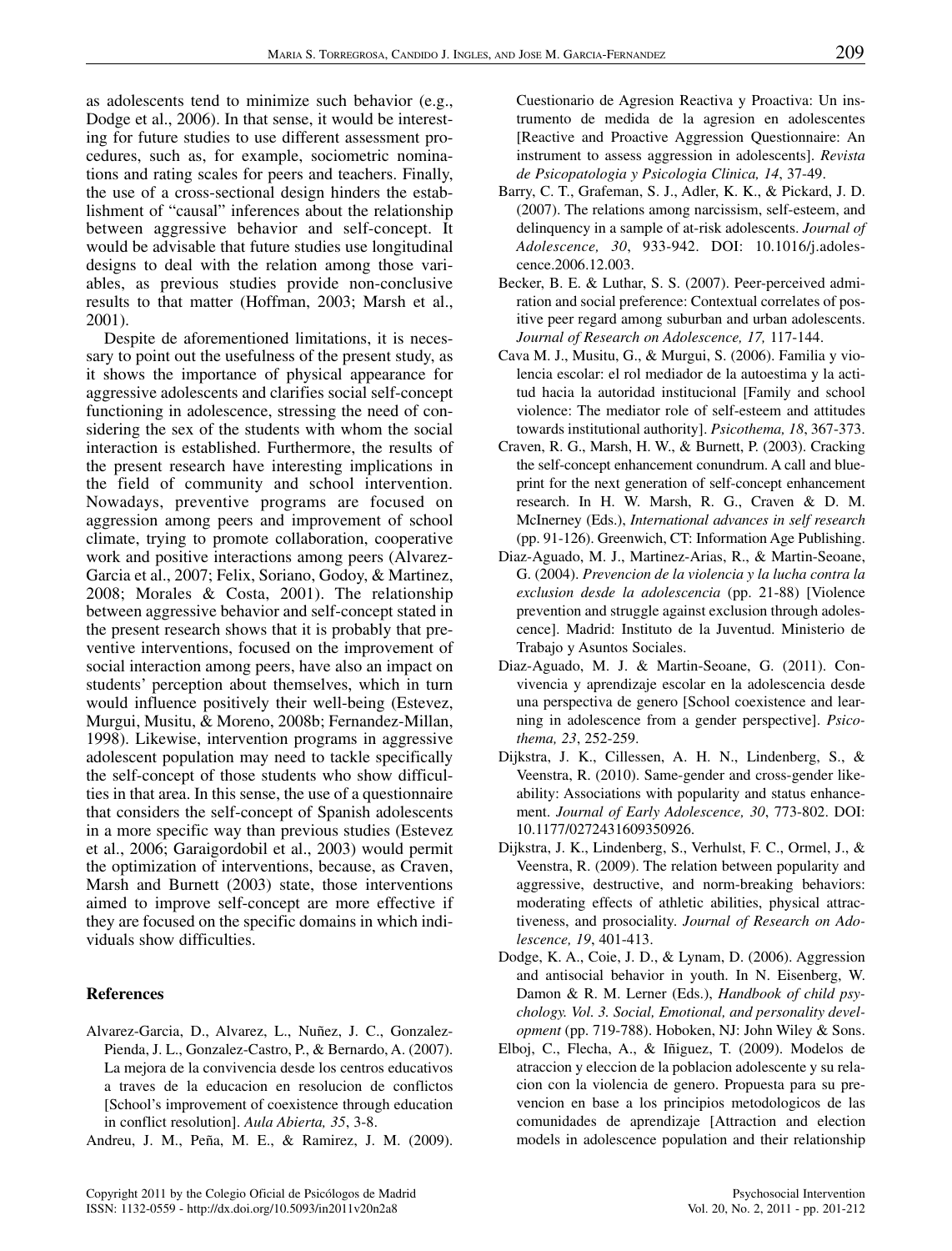as adolescents tend to minimize such behavior (e.g., Dodge et al., 2006). In that sense, it would be interesting for future studies to use different assessment procedures, such as, for example, sociometric nominations and rating scales for peers and teachers. Finally, the use of a cross-sectional design hinders the establishment of "causal" inferences about the relationship between aggressive behavior and self-concept. It would be advisable that future studies use longitudinal designs to deal with the relation among those variables, as previous studies provide non-conclusive results to that matter (Hoffman, 2003; Marsh et al., 2001).

Despite de aforementioned limitations, it is necessary to point out the usefulness of the present study, as it shows the importance of physical appearance for aggressive adolescents and clarifies social self-concept functioning in adolescence, stressing the need of considering the sex of the students with whom the social interaction is established. Furthermore, the results of the present research have interesting implications in the field of community and school intervention. Nowadays, preventive programs are focused on aggression among peers and improvement of school climate, trying to promote collaboration, cooperative work and positive interactions among peers (Alvarez-Garcia et al., 2007; Felix, Soriano, Godoy, & Martinez, 2008; Morales & Costa, 2001). The relationship between aggressive behavior and self-concept stated in the present research shows that it is probably that preventive interventions, focused on the improvement of social interaction among peers, have also an impact on students' perception about themselves, which in turn would influence positively their well-being (Estevez, Murgui, Musitu, & Moreno, 2008b; Fernandez-Millan, 1998). Likewise, intervention programs in aggressive adolescent population may need to tackle specifically the self-concept of those students who show difficulties in that area. In this sense, the use of a questionnaire that considers the self-concept of Spanish adolescents in a more specific way than previous studies (Estevez et al., 2006; Garaigordobil et al., 2003) would permit the optimization of interventions, because, as Craven, Marsh and Burnett (2003) state, those interventions aimed to improve self-concept are more effective if they are focused on the specific domains in which individuals show difficulties.

## References

Alvarez-Garcia, D., Alvarez, L., Nuñez, J. C., Gonzalez-Pienda, J. L., Gonzalez-Castro, P., & Bernardo, A. (2007). La mejora de la convivencia desde los centros educativos a traves de la educacion en resolucion de conflictos [School's improvement of coexistence through education in conflict resolution]. *Aula Abierta, 35*, 3-8.

Andreu, J. M., Peña, M. E., & Ramirez, J. M. (2009). Cuestionario de Agresion Reactiva y Proactiva: Un instrumento de medida de la agresion en adolescentes [Reactive and Proactive Aggression Questionnaire: An instrument to assess aggression in adolescents]. *Revista de Psicopatologia y Psicologia Clinica, 14*, 37-49.

Barry, C. T., Grafeman, S. J., Adler, K. K., & Pickard, J. D. (2007). The relations among narcissism, self-esteem, and delinquency in a sample of at-risk adolescents. *Journal of Adolescence, 30*, 933-942. DOI: 10.1016/j.adolescence.2006.12.003.

Becker, B. E. & Luthar, S. S. (2007). Peer-perceived admiration and social preference: Contextual correlates of positive peer regard among suburban and urban adolescents. *Journal of Research on Adolescence, 17,* 117-144.

Cava M. J., Musitu, G., & Murgui, S. (2006). Familia y violencia escolar: el rol mediador de la autoestima y la actitud hacia la autoridad institucional [Family and school violence: The mediator role of self-esteem and attitudes towards institutional authority]. *Psicothema, 18*, 367-373.

Craven, R. G., Marsh, H. W., & Burnett, P. (2003). Cracking the self-concept enhancement conundrum. A call and blueprint for the next generation of self-concept enhancement research. In H. W. Marsh, R. G., Craven & D. M. McInerney (Eds.), *International advances in self research* (pp. 91-126). Greenwich, CT: Information Age Publishing.

Diaz-Aguado, M. J., Martinez-Arias, R., & Martin-Seoane, G. (2004). *Prevencion de la violencia y la lucha contra la exclusion desde la adolescencia* (pp. 21-88) [Violence prevention and struggle against exclusion through adolescence]. Madrid: Instituto de la Juventud. Ministerio de Trabajo y Asuntos Sociales.

Diaz-Aguado, M. J. & Martin-Seoane, G. (2011). Convivencia y aprendizaje escolar en la adolescencia desde una perspectiva de genero [School coexistence and learning in adolescence from a gender perspective]. *Psicothema, 23*, 252-259.

Dijkstra, J. K., Cillessen, A. H. N., Lindenberg, S., & Veenstra, R. (2010). Same-gender and cross-gender likeability: Associations with popularity and status enhancement. *Journal of Early Adolescence, 30*, 773-802. DOI: 10.1177/0272431609350926.

Dijkstra, J. K., Lindenberg, S., Verhulst, F. C., Ormel, J., & Veenstra, R. (2009). The relation between popularity and aggressive, destructive, and norm-breaking behaviors: moderating effects of athletic abilities, physical attractiveness, and prosociality. *Journal of Research on Adolescence, 19*, 401-413.

Dodge, K. A., Coie, J. D., & Lynam, D. (2006). Aggression and antisocial behavior in youth. In N. Eisenberg, W. Damon & R. M. Lerner (Eds.), *Handbook of child psychology. Vol. 3. Social, Emotional, and personality development* (pp. 719-788). Hoboken, NJ: John Wiley & Sons.

Elboj, C., Flecha, A., & Iñiguez, T. (2009). Modelos de atraccion y eleccion de la poblacion adolescente y su relacion con la violencia de genero. Propuesta para su prevencion en base a los principios metodologicos de las comunidades de aprendizaje [Attraction and election models in adolescence population and their relationship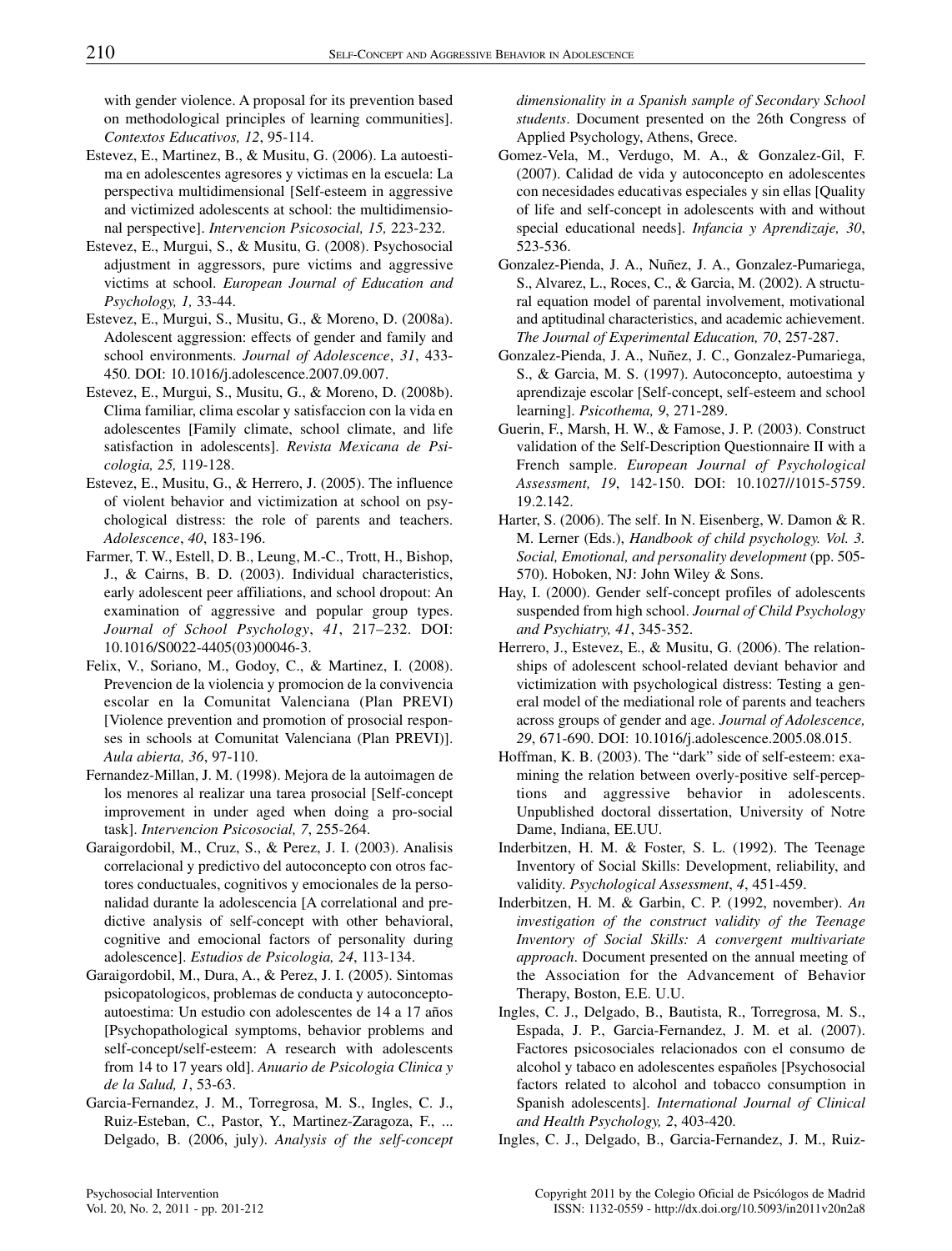with gender violence. A proposal for its prevention based on methodological principles of learning communities]. *Contextos Educativos, 12*, 95-114.

Estevez, E., Martinez, B., & Musitu, G. (2006). La autoestima en adolescentes agresores y victimas en la escuela: La perspectiva multidimensional [Self-esteem in aggressive and victimized adolescents at school: the multidimensional perspective]. *Intervencion Psicosocial, 15,* 223-232.

Estevez, E., Murgui, S., & Musitu, G. (2008). Psychosocial adjustment in aggressors, pure victims and aggressive victims at school. *European Journal of Education and Psychology, 1,* 33-44.

Estevez, E., Murgui, S., Musitu, G., & Moreno, D. (2008a). Adolescent aggression: effects of gender and family and school environments. *Journal of Adolescence*, *31*, 433-450. DOI: 10.1016/j.adolescence.2007.09.007.

Estevez, E., Murgui, S., Musitu, G., & Moreno, D. (2008b). Clima familiar, clima escolar y satisfaccion con la vida en adolescentes [Family climate, school climate, and life satisfaction in adolescents]. *Revista Mexicana de Psicologia, 25,* 119-128.

Estevez, E., Musitu, G., & Herrero, J. (2005). The influence of violent behavior and victimization at school on psychological distress: the role of parents and teachers. *Adolescence*, *40*, 183-196.

Farmer, T. W., Estell, D. B., Leung, M.-C., Trott, H., Bishop, J., & Cairns, B. D. (2003). Individual characteristics, early adolescent peer affiliations, and school dropout: An examination of aggressive and popular group types. *Journal of School Psychology*, *41*, 217–232. DOI: 10.1016/S0022-4405(03)00046-3.

Felix, V., Soriano, M., Godoy, C., & Martinez, I. (2008). Prevencion de la violencia y promocion de la convivencia escolar en la Comunitat Valenciana (Plan PREVI) [Violence prevention and promotion of prosocial responses in schools at Comunitat Valenciana (Plan PREVI)]. *Aula abierta, 36*, 97-110.

Fernandez-Millan, J. M. (1998). Mejora de la autoimagen de los menores al realizar una tarea prosocial [Self-concept improvement in under aged when doing a pro-social task]. *Intervencion Psicosocial, 7*, 255-264.

Garaigordobil, M., Cruz, S., & Perez, J. I. (2003). Analisis correlacional y predictivo del autoconcepto con otros factores conductuales, cognitivos y emocionales de la personalidad durante la adolescencia [A correlational and predictive analysis of self-concept with other behavioral, cognitive and emocional factors of personality during adolescence]. *Estudios de Psicologia, 24*, 113-134.

Garaigordobil, M., Dura, A., & Perez, J. I. (2005). Sintomas psicopatologicos, problemas de conducta y autoconcepto-autoestima: Un estudio con adolescentes de 14 a 17 años [Psychopathological symptoms, behavior problems and self-concept/self-esteem: A research with adolescents from 14 to 17 years old]. *Anuario de Psicologia Clinica y de la Salud, 1*, 53-63.

Garcia-Fernandez, J. M., Torregrosa, M. S., Ingles, C. J., Ruiz-Esteban, C., Pastor, Y., Martinez-Zaragoza, F., ... Delgado, B. (2006, july). *Analysis of the self-concept dimensionality in a Spanish sample of Secondary School students*. Document presented on the 26th Congress of Applied Psychology, Athens, Grece.

Gomez-Vela, M., Verdugo, M. A., & Gonzalez-Gil, F. (2007). Calidad de vida y autoconcepto en adolescentes con necesidades educativas especiales y sin ellas [Quality of life and self-concept in adolescents with and without special educational needs]. *Infancia y Aprendizaje, 30*, 523-536.

Gonzalez-Pienda, J. A., Nuñez, J. A., Gonzalez-Pumariega, S., Alvarez, L., Roces, C., & Garcia, M. (2002). A structural equation model of parental involvement, motivational and aptitudinal characteristics, and academic achievement. *The Journal of Experimental Education, 70*, 257-287.

Gonzalez-Pienda, J. A., Nuñez, J. C., Gonzalez-Pumariega, S., & Garcia, M. S. (1997). Autoconcepto, autoestima y aprendizaje escolar [Self-concept, self-esteem and school learning]. *Psicothema, 9*, 271-289.

Guerin, F., Marsh, H. W., & Famose, J. P. (2003). Construct validation of the Self-Description Questionnaire II with a French sample. *European Journal of Psychological Assessment, 19*, 142-150. DOI: 10.1027//1015-5759.19.2.142.

Harter, S. (2006). The self. In N. Eisenberg, W. Damon & R. M. Lerner (Eds.), *Handbook of child psychology. Vol. 3. Social, Emotional, and personality development* (pp. 505-570). Hoboken, NJ: John Wiley & Sons.

Hay, I. (2000). Gender self-concept profiles of adolescents suspended from high school. *Journal of Child Psychology and Psychiatry, 41*, 345-352.

Herrero, J., Estevez, E., & Musitu, G. (2006). The relationships of adolescent school-related deviant behavior and victimization with psychological distress: Testing a general model of the mediational role of parents and teachers across groups of gender and age. *Journal of Adolescence, 29*, 671-690. DOI: 10.1016/j.adolescence.2005.08.015.

Hoffman, K. B. (2003). The "dark" side of self-esteem: examining the relation between overly-positive self-perceptions and aggressive behavior in adolescents. Unpublished doctoral dissertation, University of Notre Dame, Indiana, EE.UU.

Inderbitzen, H. M. & Foster, S. L. (1992). The Teenage Inventory of Social Skills: Development, reliability, and validity. *Psychological Assessment*, *4*, 451-459.

Inderbitzen, H. M. & Garbin, C. P. (1992, november). *An investigation of the construct validity of the Teenage Inventory of Social Skills: A convergent multivariate approach*. Document presented on the annual meeting of the Association for the Advancement of Behavior Therapy, Boston, E.E. U.U.

Ingles, C. J., Delgado, B., Bautista, R., Torregrosa, M. S., Espada, J. P., Garcia-Fernandez, J. M. et al. (2007). Factores psicosociales relacionados con el consumo de alcohol y tabaco en adolescentes españoles [Psychosocial factors related to alcohol and tobacco consumption in Spanish adolescents]. *International Journal of Clinical and Health Psychology, 2*, 403-420.

Ingles, C. J., Delgado, B., Garcia-Fernandez, J. M., Ruiz-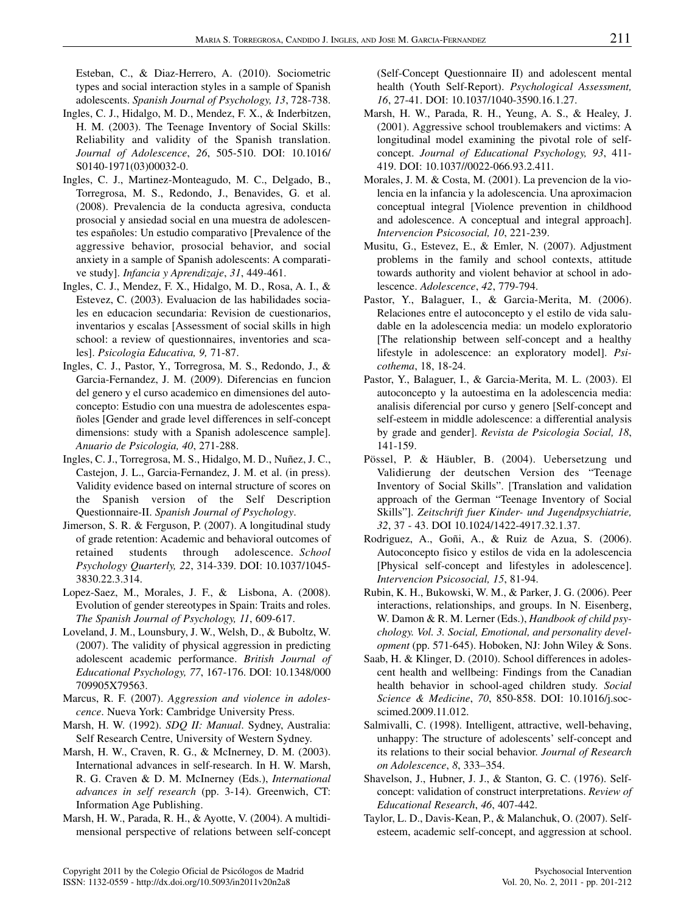Esteban, C., & Diaz-Herrero, A. (2010). Sociometric types and social interaction styles in a sample of Spanish adolescents. *Spanish Journal of Psychology, 13*, 728-738.

Ingles, C. J., Hidalgo, M. D., Mendez, F. X., & Inderbitzen, H. M. (2003). The Teenage Inventory of Social Skills: Reliability and validity of the Spanish translation. *Journal of Adolescence*, *26*, 505-510. DOI: 10.1016/S0140-1971(03)00032-0.

Ingles, C. J., Martinez-Monteagudo, M. C., Delgado, B., Torregrosa, M. S., Redondo, J., Benavides, G. et al. (2008). Prevalencia de la conducta agresiva, conducta prosocial y ansiedad social en una muestra de adolescentes españoles: Un estudio comparativo [Prevalence of the aggressive behavior, prosocial behavior, and social anxiety in a sample of Spanish adolescents: A comparative study]. *Infancia y Aprendizaje*, *31*, 449-461.

Ingles, C. J., Mendez, F. X., Hidalgo, M. D., Rosa, A. I., & Estevez, C. (2003). Evaluacion de las habilidades sociales en educacion secundaria: Revision de cuestionarios, inventarios y escalas [Assessment of social skills in high school: a review of questionnaires, inventories and scales]. *Psicologia Educativa, 9,* 71-87.

Ingles, C. J., Pastor, Y., Torregrosa, M. S., Redondo, J., & Garcia-Fernandez, J. M. (2009). Diferencias en funcion del genero y el curso academico en dimensiones del autoconcepto: Estudio con una muestra de adolescentes españoles [Gender and grade level differences in self-concept dimensions: study with a Spanish adolescence sample]. *Anuario de Psicologia, 40*, 271-288.

Ingles, C. J., Torregrosa, M. S., Hidalgo, M. D., Nuñez, J. C., Castejon, J. L., Garcia-Fernandez, J. M. et al. (in press). Validity evidence based on internal structure of scores on the Spanish version of the Self Description Questionnaire-II. *Spanish Journal of Psychology*.

Jimerson, S. R. & Ferguson, P. (2007). A longitudinal study of grade retention: Academic and behavioral outcomes of retained students through adolescence. *School Psychology Quarterly, 22*, 314-339. DOI: 10.1037/1045-3830.22.3.314.

Lopez-Saez, M., Morales, J. F., & Lisbona, A. (2008). Evolution of gender stereotypes in Spain: Traits and roles. *The Spanish Journal of Psychology, 11*, 609-617.

Loveland, J. M., Lounsbury, J. W., Welsh, D., & Buboltz, W. (2007). The validity of physical aggression in predicting adolescent academic performance. *British Journal of Educational Psychology, 77*, 167-176. DOI: 10.1348/000709905X79563.

Marcus, R. F. (2007). *Aggression and violence in adolescence*. Nueva York: Cambridge University Press.

Marsh, H. W. (1992). *SDQ II: Manual*. Sydney, Australia: Self Research Centre, University of Western Sydney.

Marsh, H. W., Craven, R. G., & McInerney, D. M. (2003). International advances in self-research. In H. W. Marsh, R. G. Craven & D. M. McInerney (Eds.), *International advances in self research* (pp. 3-14). Greenwich, CT: Information Age Publishing.

Marsh, H. W., Parada, R. H., & Ayotte, V. (2004). A multidimensional perspective of relations between self-concept (Self-Concept Questionnaire II) and adolescent mental health (Youth Self-Report). *Psychological Assessment, 16*, 27-41. DOI: 10.1037/1040-3590.16.1.27.

Marsh, H. W., Parada, R. H., Yeung, A. S., & Healey, J. (2001). Aggressive school troublemakers and victims: A longitudinal model examining the pivotal role of self-concept. *Journal of Educational Psychology, 93*, 411-419. DOI: 10.1037//0022-066.93.2.411.

Morales, J. M. & Costa, M. (2001). La prevencion de la violencia en la infancia y la adolescencia. Una aproximacion conceptual integral [Violence prevention in childhood and adolescence. A conceptual and integral approach]. *Intervencion Psicosocial, 10*, 221-239.

Musitu, G., Estevez, E., & Emler, N. (2007). Adjustment problems in the family and school contexts, attitude towards authority and violent behavior at school in adolescence. *Adolescence*, *42*, 779-794.

Pastor, Y., Balaguer, I., & Garcia-Merita, M. (2006). Relaciones entre el autoconcepto y el estilo de vida saludable en la adolescencia media: un modelo exploratorio [The relationship between self-concept and a healthy lifestyle in adolescence: an exploratory model]. *Psicothema*, 18, 18-24.

Pastor, Y., Balaguer, I., & Garcia-Merita, M. L. (2003). El autoconcepto y la autoestima en la adolescencia media: analisis diferencial por curso y genero [Self-concept and self-esteem in middle adolescence: a differential analysis by grade and gender]. *Revista de Psicologia Social, 18*, 141-159.

Pössel, P. & Häubler, B. (2004). Uebersetzung und Validierung der deutschen Version des "Teenage Inventory of Social Skills". [Translation and validation approach of the German "Teenage Inventory of Social Skills"]. *Zeitschrift fuer Kinder- und Jugendpsychiatrie, 32*, 37 - 43. DOI 10.1024/1422-4917.32.1.37.

Rodriguez, A., Goñi, A., & Ruiz de Azua, S. (2006). Autoconcepto fisico y estilos de vida en la adolescencia [Physical self-concept and lifestyles in adolescence]. *Intervencion Psicosocial, 15*, 81-94.

Rubin, K. H., Bukowski, W. M., & Parker, J. G. (2006). Peer interactions, relationships, and groups. In N. Eisenberg, W. Damon & R. M. Lerner (Eds.), *Handbook of child psychology. Vol. 3. Social, Emotional, and personality development* (pp. 571-645). Hoboken, NJ: John Wiley & Sons.

Saab, H. & Klinger, D. (2010). School differences in adolescent health and wellbeing: Findings from the Canadian health behavior in school-aged children study. *Social Science & Medicine*, *70*, 850-858. DOI: 10.1016/j.socscimed.2009.11.012.

Salmivalli, C. (1998). Intelligent, attractive, well-behaving, unhappy: The structure of adolescents' self-concept and its relations to their social behavior. *Journal of Research on Adolescence*, *8*, 333–354.

Shavelson, J., Hubner, J. J., & Stanton, G. C. (1976). Self-concept: validation of construct interpretations. *Review of Educational Research*, *46*, 407-442.

Taylor, L. D., Davis-Kean, P., & Malanchuk, O. (2007). Self-esteem, academic self-concept, and aggression at school.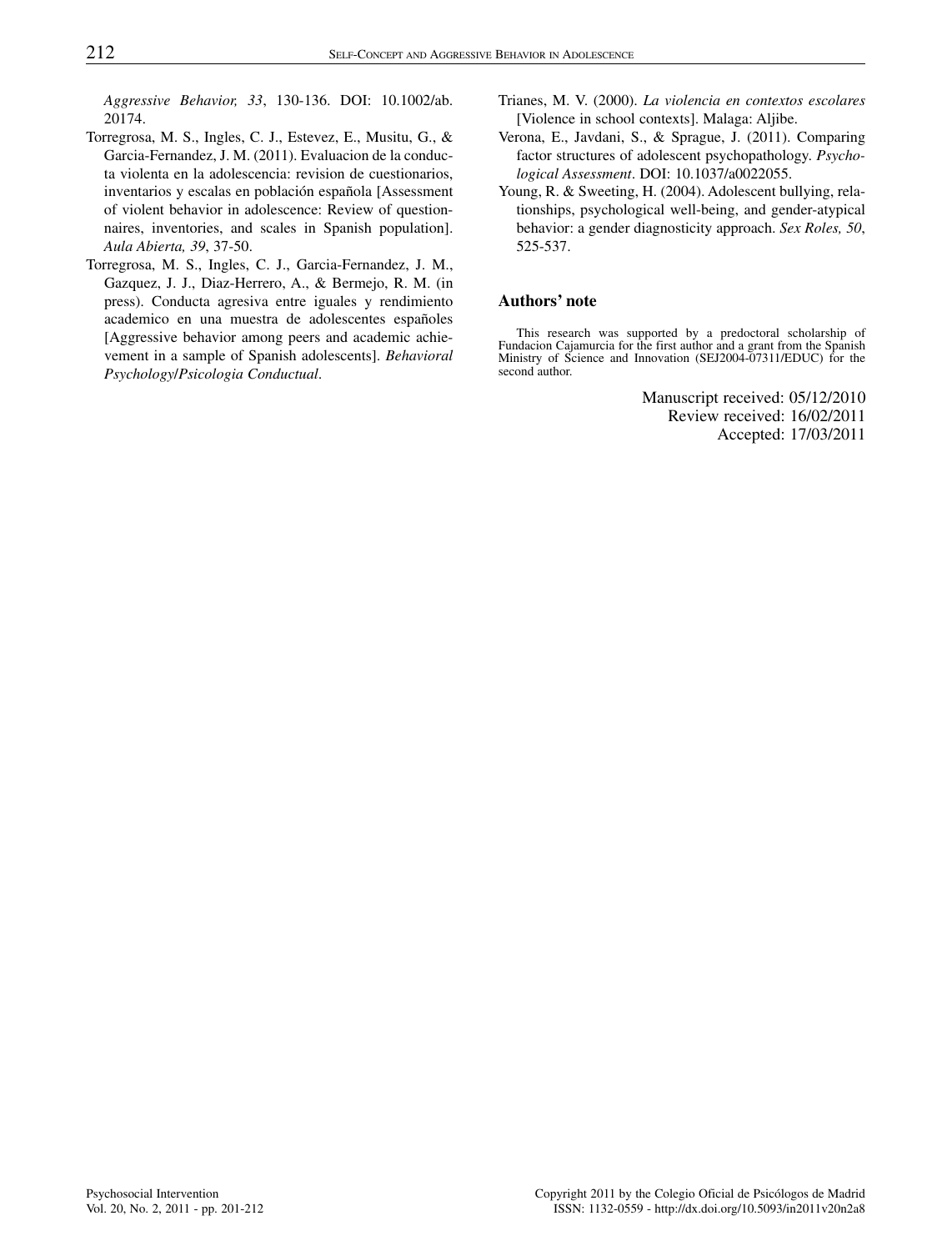*Aggressive Behavior, 33*, 130-136. DOI: 10.1002/ab. 20174.

Torregrosa, M. S., Ingles, C. J., Estevez, E., Musitu, G., & Garcia-Fernandez, J. M. (2011). Evaluacion de la conducta violenta en la adolescencia: revision de cuestionarios, inventarios y escalas en población española [Assessment of violent behavior in adolescence: Review of questionnaires, inventories, and scales in Spanish population]. *Aula Abierta, 39*, 37-50.

Torregrosa, M. S., Ingles, C. J., Garcia-Fernandez, J. M., Gazquez, J. J., Diaz-Herrero, A., & Bermejo, R. M. (in press). Conducta agresiva entre iguales y rendimiento academico en una muestra de adolescentes españoles [Aggressive behavior among peers and academic achievement in a sample of Spanish adolescents]. *Behavioral Psychology/Psicologia Conductual*.

Trianes, M. V. (2000). *La violencia en contextos escolares* [Violence in school contexts]. Malaga: Aljibe.

Verona, E., Javdani, S., & Sprague, J. (2011). Comparing factor structures of adolescent psychopathology. *Psychological Assessment*. DOI: 10.1037/a0022055.

Young, R. & Sweeting, H. (2004). Adolescent bullying, relationships, psychological well-being, and gender-atypical behavior: a gender diagnosticity approach. *Sex Roles, 50*, 525-537.

## Authors' note

This research was supported by a predoctoral scholarship of Fundacion Cajamurcia for the first author and a grant from the Spanish Ministry of Science and Innovation (SEJ2004-07311/EDUC) for the second author.

Manuscript received: 05/12/2010
Review received: 16/02/2011
Accepted: 17/03/2011